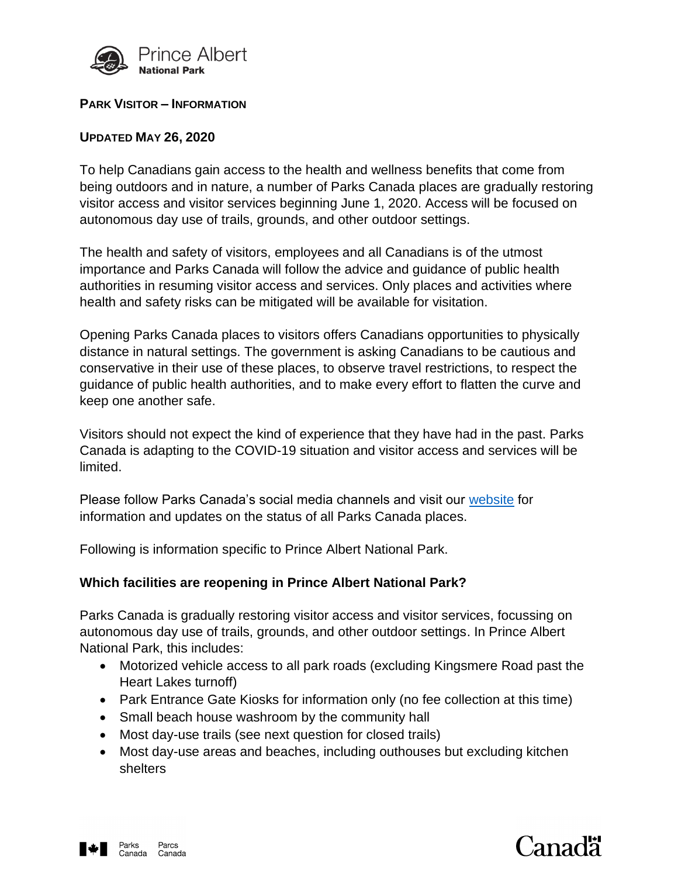Prince Albert
**National Park**

**PARK VISITOR – INFORMATION**

**UPDATED MAY 26, 2020**

To help Canadians gain access to the health and wellness benefits that come from being outdoors and in nature, a number of Parks Canada places are gradually restoring visitor access and visitor services beginning June 1, 2020. Access will be focused on autonomous day use of trails, grounds, and other outdoor settings.

The health and safety of visitors, employees and all Canadians is of the utmost importance and Parks Canada will follow the advice and guidance of public health authorities in resuming visitor access and services. Only places and activities where health and safety risks can be mitigated will be available for visitation.

Opening Parks Canada places to visitors offers Canadians opportunities to physically distance in natural settings. The government is asking Canadians to be cautious and conservative in their use of these places, to observe travel restrictions, to respect the guidance of public health authorities, and to make every effort to flatten the curve and keep one another safe.

Visitors should not expect the kind of experience that they have had in the past. Parks Canada is adapting to the COVID-19 situation and visitor access and services will be limited.

Please follow Parks Canada's social media channels and visit our website for information and updates on the status of all Parks Canada places.

Following is information specific to Prince Albert National Park.

**Which facilities are reopening in Prince Albert National Park?**

Parks Canada is gradually restoring visitor access and visitor services, focussing on autonomous day use of trails, grounds, and other outdoor settings. In Prince Albert National Park, this includes:

- Motorized vehicle access to all park roads (excluding Kingsmere Road past the Heart Lakes turnoff)
- Park Entrance Gate Kiosks for information only (no fee collection at this time)
- Small beach house washroom by the community hall
- Most day-use trails (see next question for closed trails)
- Most day-use areas and beaches, including outhouses but excluding kitchen shelters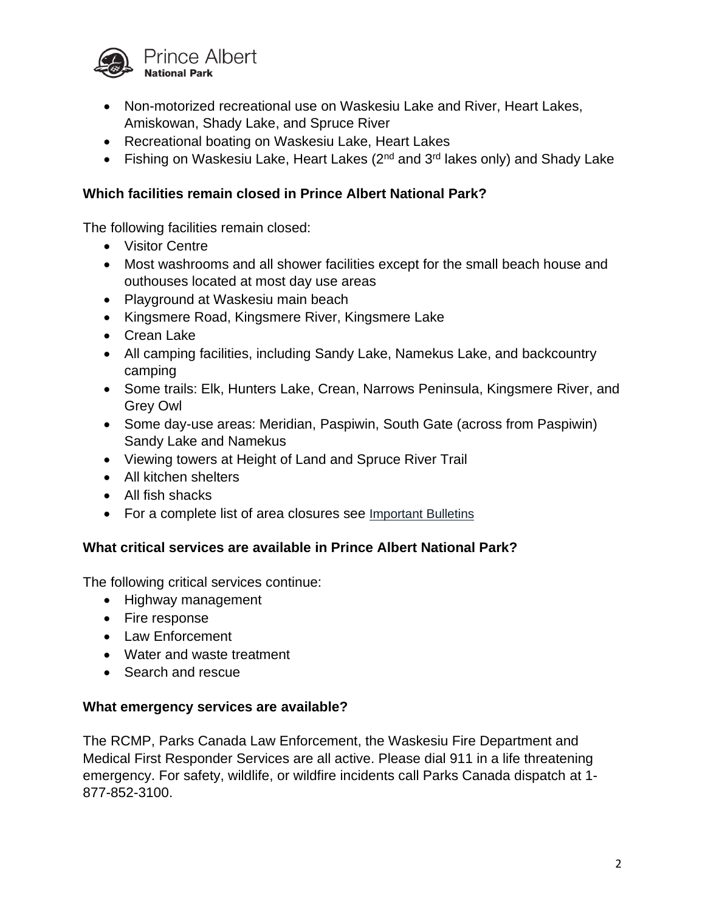- Non-motorized recreational use on Waskesiu Lake and River, Heart Lakes, Amiskowan, Shady Lake, and Spruce River
- Recreational boating on Waskesiu Lake, Heart Lakes
- Fishing on Waskesiu Lake, Heart Lakes (2nd and 3rd lakes only) and Shady Lake

**Which facilities remain closed in Prince Albert National Park?**

The following facilities remain closed:

- Visitor Centre
- Most washrooms and all shower facilities except for the small beach house and outhouses located at most day use areas
- Playground at Waskesiu main beach
- Kingsmere Road, Kingsmere River, Kingsmere Lake
- Crean Lake
- All camping facilities, including Sandy Lake, Namekus Lake, and backcountry camping
- Some trails: Elk, Hunters Lake, Crean, Narrows Peninsula, Kingsmere River, and Grey Owl
- Some day-use areas: Meridian, Paspiwin, South Gate (across from Paspiwin) Sandy Lake and Namekus
- Viewing towers at Height of Land and Spruce River Trail
- All kitchen shelters
- All fish shacks
- For a complete list of area closures see Important Bulletins

**What critical services are available in Prince Albert National Park?**

The following critical services continue:

- Highway management
- Fire response
- Law Enforcement
- Water and waste treatment
- Search and rescue

**What emergency services are available?**

The RCMP, Parks Canada Law Enforcement, the Waskesiu Fire Department and Medical First Responder Services are all active. Please dial 911 in a life threatening emergency. For safety, wildlife, or wildfire incidents call Parks Canada dispatch at 1-877-852-3100.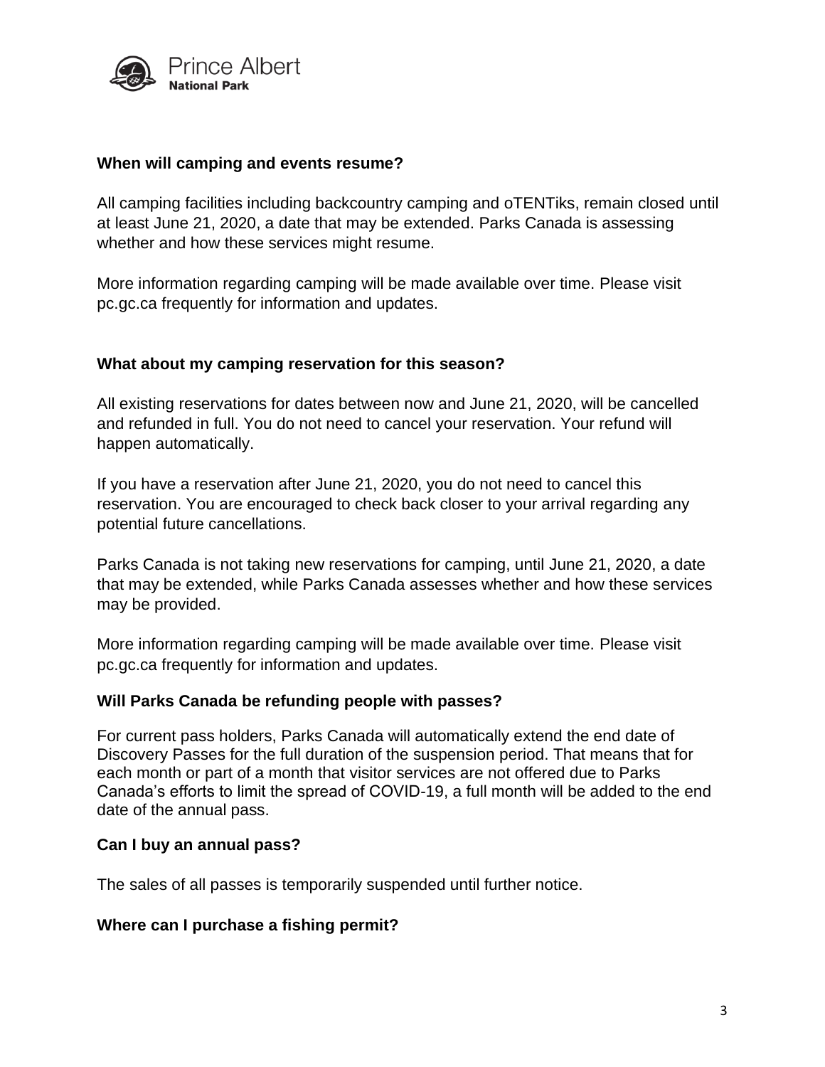**When will camping and events resume?**

All camping facilities including backcountry camping and oTENTiks, remain closed until at least June 21, 2020, a date that may be extended. Parks Canada is assessing whether and how these services might resume.

More information regarding camping will be made available over time. Please visit pc.gc.ca frequently for information and updates.

**What about my camping reservation for this season?**

All existing reservations for dates between now and June 21, 2020, will be cancelled and refunded in full. You do not need to cancel your reservation. Your refund will happen automatically.

If you have a reservation after June 21, 2020, you do not need to cancel this reservation. You are encouraged to check back closer to your arrival regarding any potential future cancellations.

Parks Canada is not taking new reservations for camping, until June 21, 2020, a date that may be extended, while Parks Canada assesses whether and how these services may be provided.

More information regarding camping will be made available over time. Please visit pc.gc.ca frequently for information and updates.

**Will Parks Canada be refunding people with passes?**

For current pass holders, Parks Canada will automatically extend the end date of Discovery Passes for the full duration of the suspension period. That means that for each month or part of a month that visitor services are not offered due to Parks Canada's efforts to limit the spread of COVID-19, a full month will be added to the end date of the annual pass.

**Can I buy an annual pass?**

The sales of all passes is temporarily suspended until further notice.

**Where can I purchase a fishing permit?**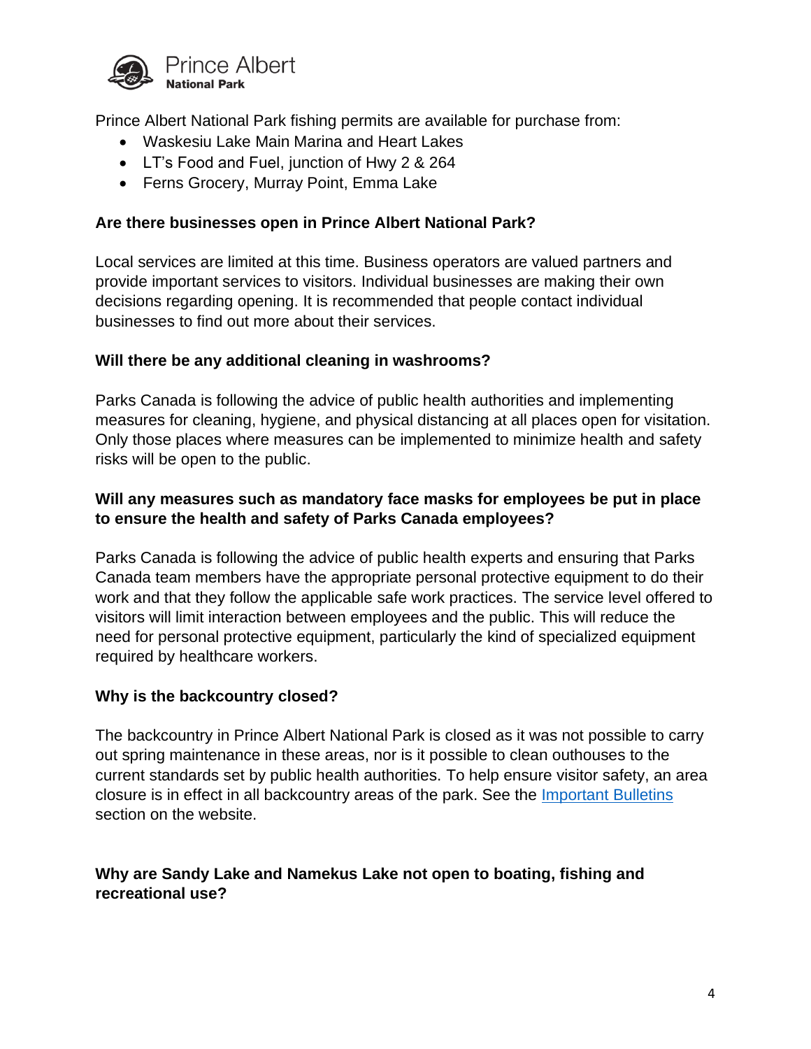Prince Albert National Park fishing permits are available for purchase from:

- Waskesiu Lake Main Marina and Heart Lakes
- LT's Food and Fuel, junction of Hwy 2 & 264
- Ferns Grocery, Murray Point, Emma Lake

### Are there businesses open in Prince Albert National Park?

Local services are limited at this time. Business operators are valued partners and provide important services to visitors. Individual businesses are making their own decisions regarding opening. It is recommended that people contact individual businesses to find out more about their services.

### Will there be any additional cleaning in washrooms?

Parks Canada is following the advice of public health authorities and implementing measures for cleaning, hygiene, and physical distancing at all places open for visitation. Only those places where measures can be implemented to minimize health and safety risks will be open to the public.

### Will any measures such as mandatory face masks for employees be put in place to ensure the health and safety of Parks Canada employees?

Parks Canada is following the advice of public health experts and ensuring that Parks Canada team members have the appropriate personal protective equipment to do their work and that they follow the applicable safe work practices. The service level offered to visitors will limit interaction between employees and the public. This will reduce the need for personal protective equipment, particularly the kind of specialized equipment required by healthcare workers.

### Why is the backcountry closed?

The backcountry in Prince Albert National Park is closed as it was not possible to carry out spring maintenance in these areas, nor is it possible to clean outhouses to the current standards set by public health authorities. To help ensure visitor safety, an area closure is in effect in all backcountry areas of the park. See the [Important Bulletins] section on the website.

### Why are Sandy Lake and Namekus Lake not open to boating, fishing and recreational use?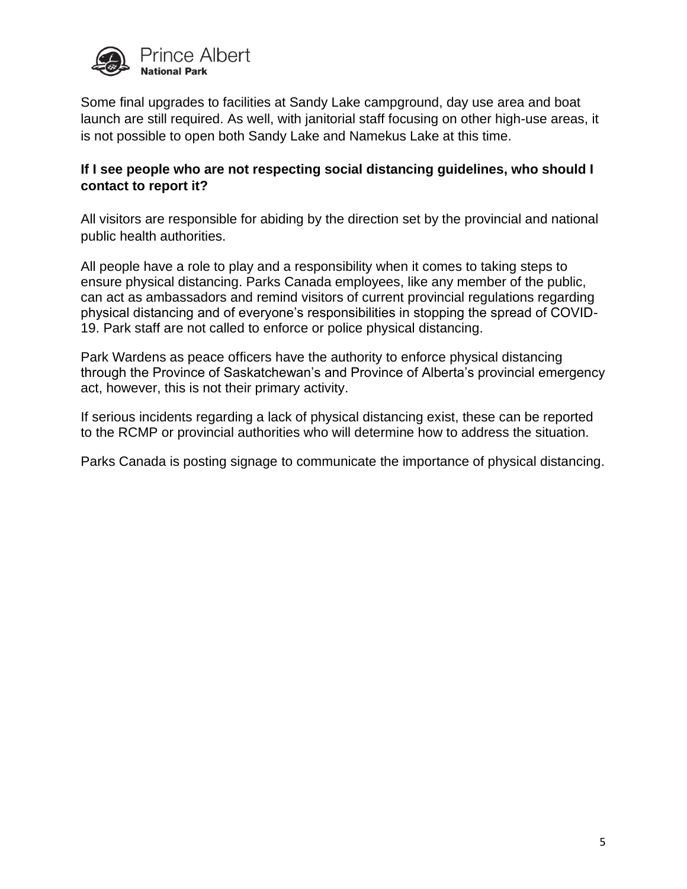Some final upgrades to facilities at Sandy Lake campground, day use area and boat launch are still required. As well, with janitorial staff focusing on other high-use areas, it is not possible to open both Sandy Lake and Namekus Lake at this time.

**If I see people who are not respecting social distancing guidelines, who should I contact to report it?**

All visitors are responsible for abiding by the direction set by the provincial and national public health authorities.

All people have a role to play and a responsibility when it comes to taking steps to ensure physical distancing. Parks Canada employees, like any member of the public, can act as ambassadors and remind visitors of current provincial regulations regarding physical distancing and of everyone's responsibilities in stopping the spread of COVID-19. Park staff are not called to enforce or police physical distancing.

Park Wardens as peace officers have the authority to enforce physical distancing through the Province of Saskatchewan's and Province of Alberta's provincial emergency act, however, this is not their primary activity.

If serious incidents regarding a lack of physical distancing exist, these can be reported to the RCMP or provincial authorities who will determine how to address the situation.

Parks Canada is posting signage to communicate the importance of physical distancing.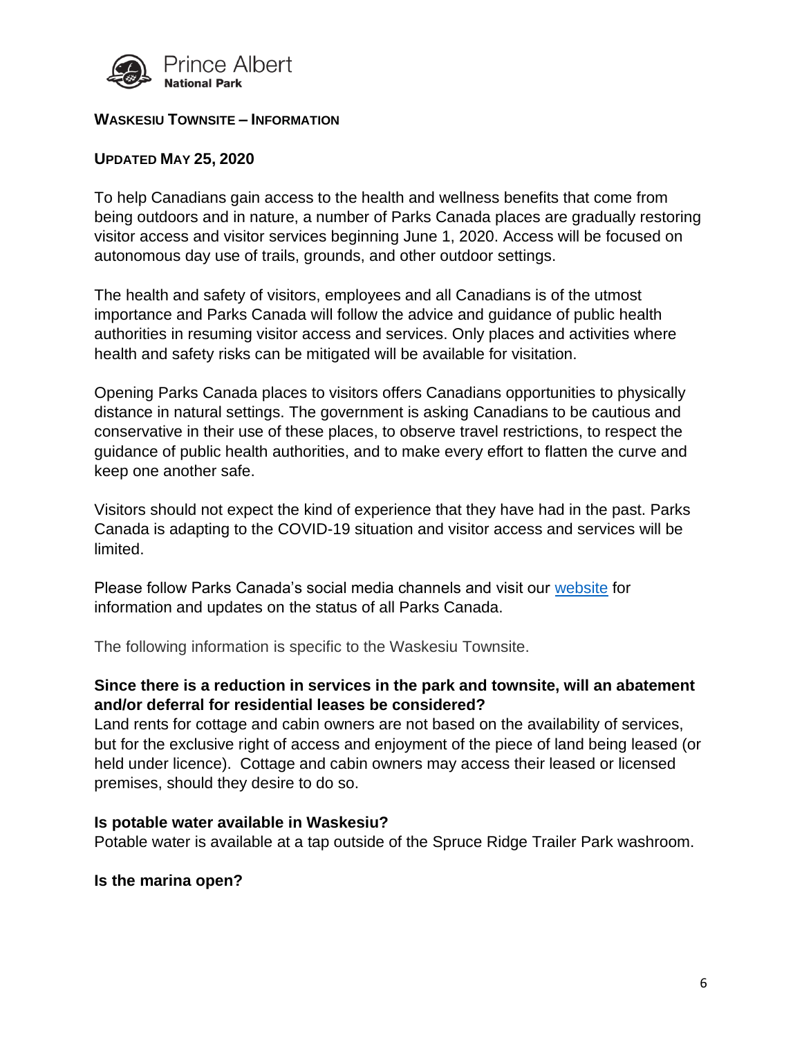Prince Albert
**National Park**

**WASKESIU TOWNSITE – INFORMATION**

**UPDATED MAY 25, 2020**

To help Canadians gain access to the health and wellness benefits that come from being outdoors and in nature, a number of Parks Canada places are gradually restoring visitor access and visitor services beginning June 1, 2020. Access will be focused on autonomous day use of trails, grounds, and other outdoor settings.

The health and safety of visitors, employees and all Canadians is of the utmost importance and Parks Canada will follow the advice and guidance of public health authorities in resuming visitor access and services. Only places and activities where health and safety risks can be mitigated will be available for visitation.

Opening Parks Canada places to visitors offers Canadians opportunities to physically distance in natural settings. The government is asking Canadians to be cautious and conservative in their use of these places, to observe travel restrictions, to respect the guidance of public health authorities, and to make every effort to flatten the curve and keep one another safe.

Visitors should not expect the kind of experience that they have had in the past. Parks Canada is adapting to the COVID-19 situation and visitor access and services will be limited.

Please follow Parks Canada's social media channels and visit our website for information and updates on the status of all Parks Canada.

The following information is specific to the Waskesiu Townsite.

**Since there is a reduction in services in the park and townsite, will an abatement and/or deferral for residential leases be considered?**
Land rents for cottage and cabin owners are not based on the availability of services, but for the exclusive right of access and enjoyment of the piece of land being leased (or held under licence). Cottage and cabin owners may access their leased or licensed premises, should they desire to do so.

**Is potable water available in Waskesiu?**
Potable water is available at a tap outside of the Spruce Ridge Trailer Park washroom.

**Is the marina open?**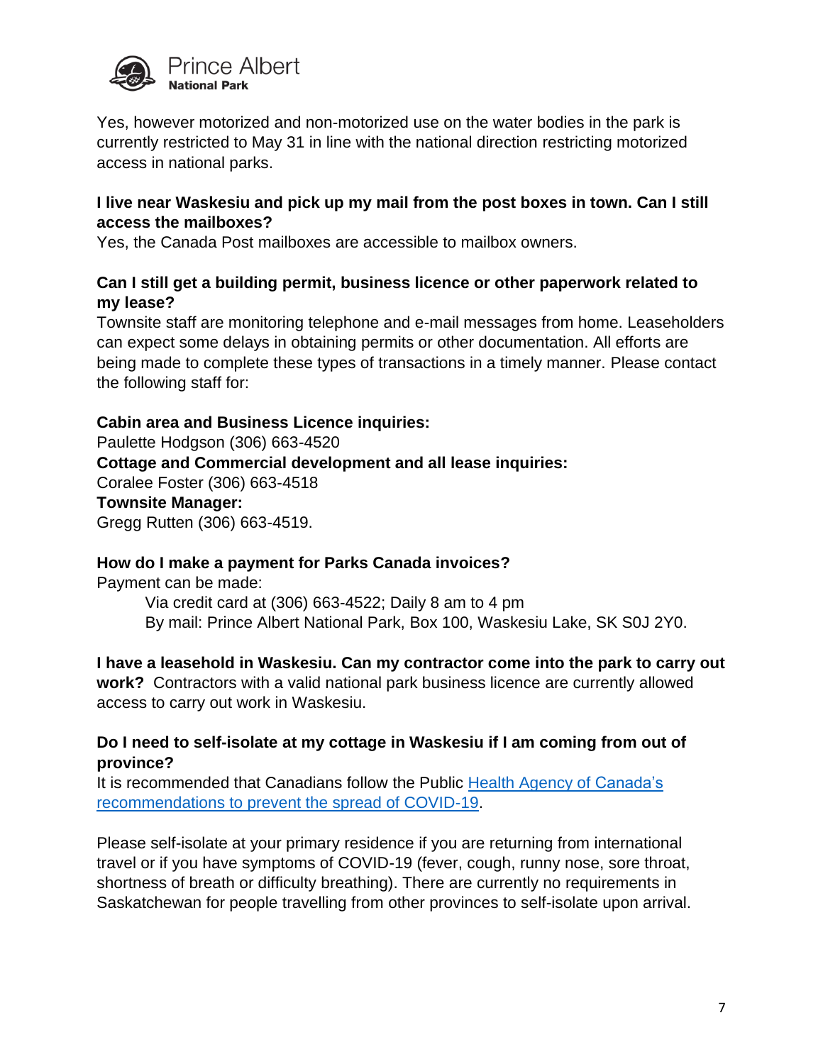Yes, however motorized and non-motorized use on the water bodies in the park is currently restricted to May 31 in line with the national direction restricting motorized access in national parks.

**I live near Waskesiu and pick up my mail from the post boxes in town. Can I still access the mailboxes?**
Yes, the Canada Post mailboxes are accessible to mailbox owners.

**Can I still get a building permit, business licence or other paperwork related to my lease?**
Townsite staff are monitoring telephone and e-mail messages from home. Leaseholders can expect some delays in obtaining permits or other documentation. All efforts are being made to complete these types of transactions in a timely manner. Please contact the following staff for:

**Cabin area and Business Licence inquiries:**
Paulette Hodgson (306) 663-4520
**Cottage and Commercial development and all lease inquiries:**
Coralee Foster (306) 663-4518
**Townsite Manager:**
Gregg Rutten (306) 663-4519.

**How do I make a payment for Parks Canada invoices?**
Payment can be made:

Via credit card at (306) 663-4522; Daily 8 am to 4 pm
By mail: Prince Albert National Park, Box 100, Waskesiu Lake, SK S0J 2Y0.

**I have a leasehold in Waskesiu. Can my contractor come into the park to carry out work?** Contractors with a valid national park business licence are currently allowed access to carry out work in Waskesiu.

**Do I need to self-isolate at my cottage in Waskesiu if I am coming from out of province?**
It is recommended that Canadians follow the Public Health Agency of Canada's recommendations to prevent the spread of COVID-19.

Please self-isolate at your primary residence if you are returning from international travel or if you have symptoms of COVID-19 (fever, cough, runny nose, sore throat, shortness of breath or difficulty breathing). There are currently no requirements in Saskatchewan for people travelling from other provinces to self-isolate upon arrival.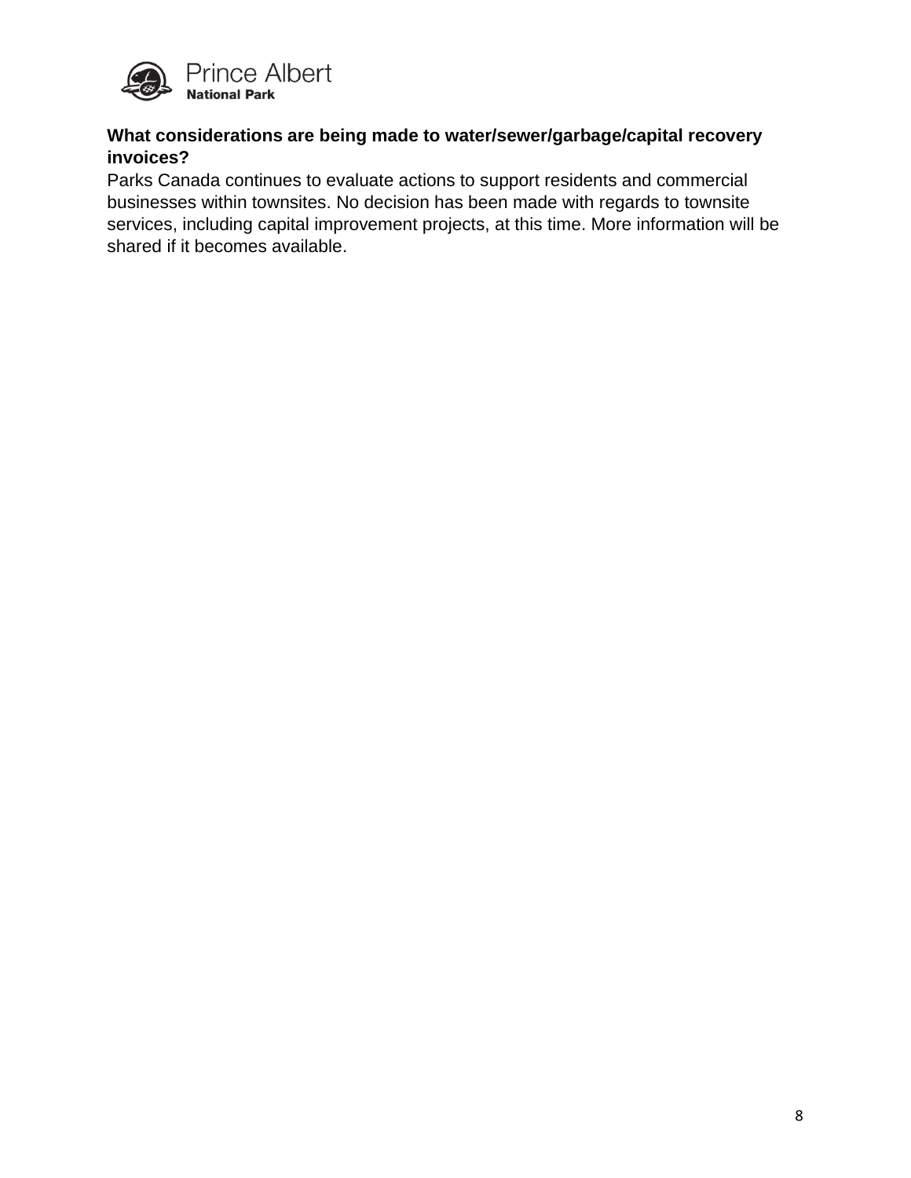**What considerations are being made to water/sewer/garbage/capital recovery invoices?**

Parks Canada continues to evaluate actions to support residents and commercial businesses within townsites. No decision has been made with regards to townsite services, including capital improvement projects, at this time. More information will be shared if it becomes available.